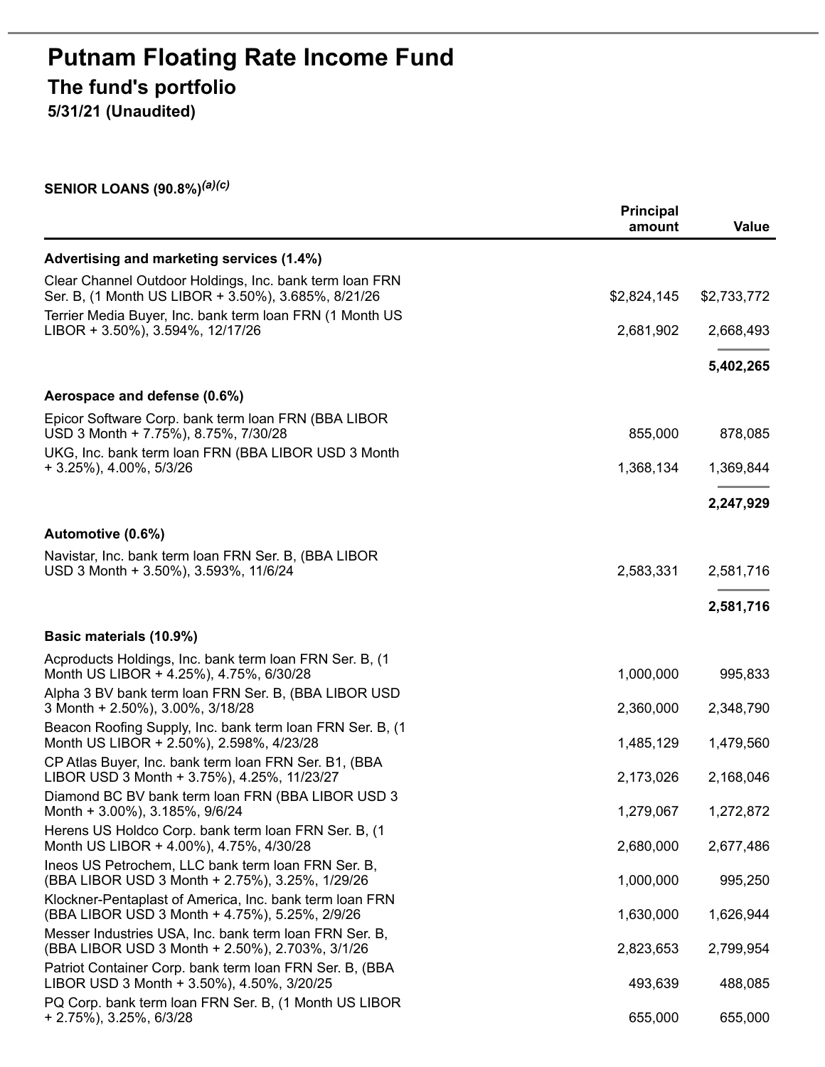# Putnam Floating Rate Income Fund

## The fund's portfolio

### 5/31/21 (Unaudited)

**SENIOR LOANS (90.8%)**[(a)(c)]

| | Principal amount | Value |
|---|---|---|
| **Advertising and marketing services (1.4%)** | | |
| Clear Channel Outdoor Holdings, Inc. bank term loan FRN Ser. B, (1 Month US LIBOR + 3.50%), 3.685%, 8/21/26 | $2,824,145 | $2,733,772 |
| Terrier Media Buyer, Inc. bank term loan FRN (1 Month US LIBOR + 3.50%), 3.594%, 12/17/26 | 2,681,902 | 2,668,493 |
| | | **5,402,265** |
| **Aerospace and defense (0.6%)** | | |
| Epicor Software Corp. bank term loan FRN (BBA LIBOR USD 3 Month + 7.75%), 8.75%, 7/30/28 | 855,000 | 878,085 |
| UKG, Inc. bank term loan FRN (BBA LIBOR USD 3 Month + 3.25%), 4.00%, 5/3/26 | 1,368,134 | 1,369,844 |
| | | **2,247,929** |
| **Automotive (0.6%)** | | |
| Navistar, Inc. bank term loan FRN Ser. B, (BBA LIBOR USD 3 Month + 3.50%), 3.593%, 11/6/24 | 2,583,331 | 2,581,716 |
| | | **2,581,716** |
| **Basic materials (10.9%)** | | |
| Acproducts Holdings, Inc. bank term loan FRN Ser. B, (1 Month US LIBOR + 4.25%), 4.75%, 6/30/28 | 1,000,000 | 995,833 |
| Alpha 3 BV bank term loan FRN Ser. B, (BBA LIBOR USD 3 Month + 2.50%), 3.00%, 3/18/28 | 2,360,000 | 2,348,790 |
| Beacon Roofing Supply, Inc. bank term loan FRN Ser. B, (1 Month US LIBOR + 2.50%), 2.598%, 4/23/28 | 1,485,129 | 1,479,560 |
| CP Atlas Buyer, Inc. bank term loan FRN Ser. B1, (BBA LIBOR USD 3 Month + 3.75%), 4.25%, 11/23/27 | 2,173,026 | 2,168,046 |
| Diamond BC BV bank term loan FRN (BBA LIBOR USD 3 Month + 3.00%), 3.185%, 9/6/24 | 1,279,067 | 1,272,872 |
| Herens US Holdco Corp. bank term loan FRN Ser. B, (1 Month US LIBOR + 4.00%), 4.75%, 4/30/28 | 2,680,000 | 2,677,486 |
| Ineos US Petrochem, LLC bank term loan FRN Ser. B, (BBA LIBOR USD 3 Month + 2.75%), 3.25%, 1/29/26 | 1,000,000 | 995,250 |
| Klockner-Pentaplast of America, Inc. bank term loan FRN (BBA LIBOR USD 3 Month + 4.75%), 5.25%, 2/9/26 | 1,630,000 | 1,626,944 |
| Messer Industries USA, Inc. bank term loan FRN Ser. B, (BBA LIBOR USD 3 Month + 2.50%), 2.703%, 3/1/26 | 2,823,653 | 2,799,954 |
| Patriot Container Corp. bank term loan FRN Ser. B, (BBA LIBOR USD 3 Month + 3.50%), 4.50%, 3/20/25 | 493,639 | 488,085 |
| PQ Corp. bank term loan FRN Ser. B, (1 Month US LIBOR + 2.75%), 3.25%, 6/3/28 | 655,000 | 655,000 |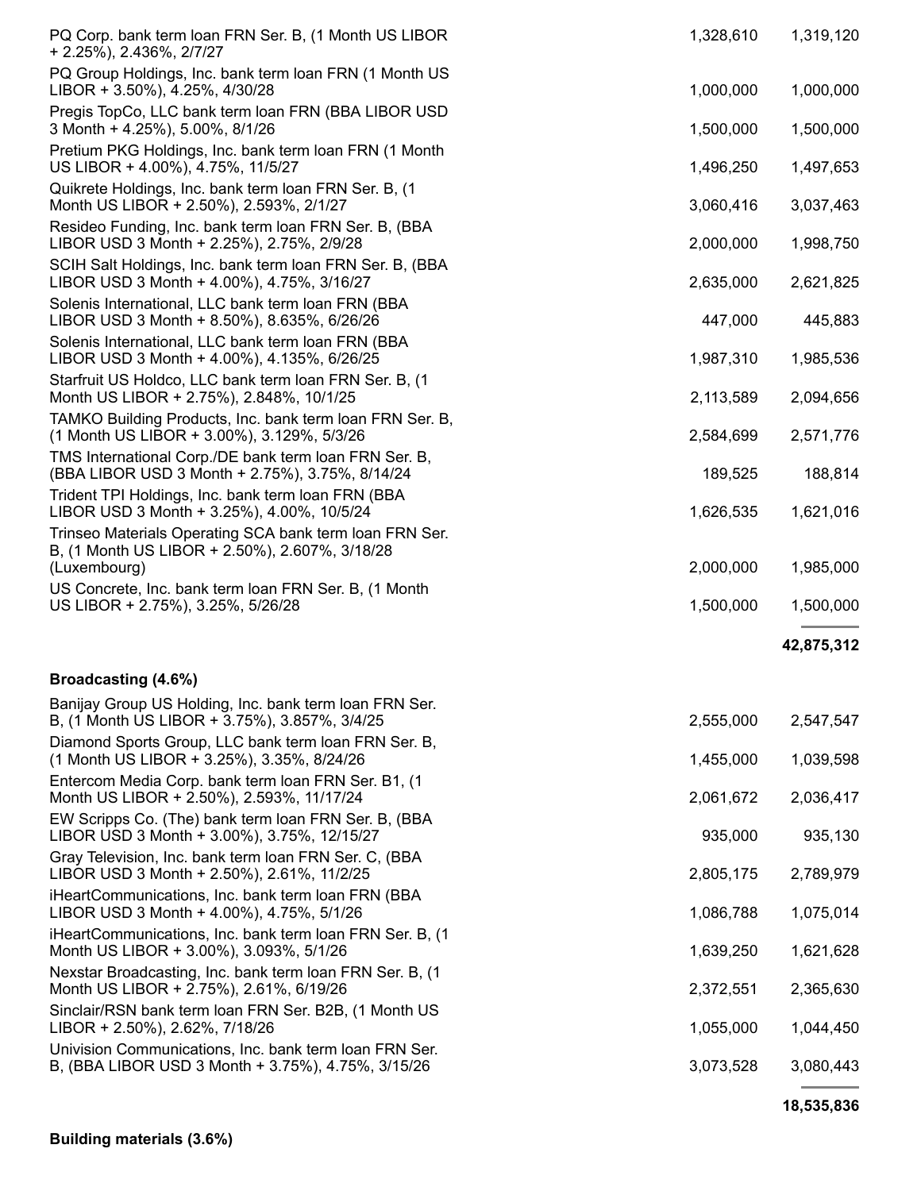| | | |
|---|---|---|
| PQ Corp. bank term loan FRN Ser. B, (1 Month US LIBOR + 2.25%), 2.436%, 2/7/27 | 1,328,610 | 1,319,120 |
| PQ Group Holdings, Inc. bank term loan FRN (1 Month US LIBOR + 3.50%), 4.25%, 4/30/28 | 1,000,000 | 1,000,000 |
| Pregis TopCo, LLC bank term loan FRN (BBA LIBOR USD 3 Month + 4.25%), 5.00%, 8/1/26 | 1,500,000 | 1,500,000 |
| Pretium PKG Holdings, Inc. bank term loan FRN (1 Month US LIBOR + 4.00%), 4.75%, 11/5/27 | 1,496,250 | 1,497,653 |
| Quikrete Holdings, Inc. bank term loan FRN Ser. B, (1 Month US LIBOR + 2.50%), 2.593%, 2/1/27 | 3,060,416 | 3,037,463 |
| Resideo Funding, Inc. bank term loan FRN Ser. B, (BBA LIBOR USD 3 Month + 2.25%), 2.75%, 2/9/28 | 2,000,000 | 1,998,750 |
| SCIH Salt Holdings, Inc. bank term loan FRN Ser. B, (BBA LIBOR USD 3 Month + 4.00%), 4.75%, 3/16/27 | 2,635,000 | 2,621,825 |
| Solenis International, LLC bank term loan FRN (BBA LIBOR USD 3 Month + 8.50%), 8.635%, 6/26/26 | 447,000 | 445,883 |
| Solenis International, LLC bank term loan FRN (BBA LIBOR USD 3 Month + 4.00%), 4.135%, 6/26/25 | 1,987,310 | 1,985,536 |
| Starfruit US Holdco, LLC bank term loan FRN Ser. B, (1 Month US LIBOR + 2.75%), 2.848%, 10/1/25 | 2,113,589 | 2,094,656 |
| TAMKO Building Products, Inc. bank term loan FRN Ser. B, (1 Month US LIBOR + 3.00%), 3.129%, 5/3/26 | 2,584,699 | 2,571,776 |
| TMS International Corp./DE bank term loan FRN Ser. B, (BBA LIBOR USD 3 Month + 2.75%), 3.75%, 8/14/24 | 189,525 | 188,814 |
| Trident TPI Holdings, Inc. bank term loan FRN (BBA LIBOR USD 3 Month + 3.25%), 4.00%, 10/5/24 | 1,626,535 | 1,621,016 |
| Trinseo Materials Operating SCA bank term loan FRN Ser. B, (1 Month US LIBOR + 2.50%), 2.607%, 3/18/28 (Luxembourg) | 2,000,000 | 1,985,000 |
| US Concrete, Inc. bank term loan FRN Ser. B, (1 Month US LIBOR + 2.75%), 3.25%, 5/26/28 | 1,500,000 | 1,500,000 |
| | | **42,875,312** |
| **Broadcasting (4.6%)** | | |
| Banijay Group US Holding, Inc. bank term loan FRN Ser. B, (1 Month US LIBOR + 3.75%), 3.857%, 3/4/25 | 2,555,000 | 2,547,547 |
| Diamond Sports Group, LLC bank term loan FRN Ser. B, (1 Month US LIBOR + 3.25%), 3.35%, 8/24/26 | 1,455,000 | 1,039,598 |
| Entercom Media Corp. bank term loan FRN Ser. B1, (1 Month US LIBOR + 2.50%), 2.593%, 11/17/24 | 2,061,672 | 2,036,417 |
| EW Scripps Co. (The) bank term loan FRN Ser. B, (BBA LIBOR USD 3 Month + 3.00%), 3.75%, 12/15/27 | 935,000 | 935,130 |
| Gray Television, Inc. bank term loan FRN Ser. C, (BBA LIBOR USD 3 Month + 2.50%), 2.61%, 11/2/25 | 2,805,175 | 2,789,979 |
| iHeartCommunications, Inc. bank term loan FRN (BBA LIBOR USD 3 Month + 4.00%), 4.75%, 5/1/26 | 1,086,788 | 1,075,014 |
| iHeartCommunications, Inc. bank term loan FRN Ser. B, (1 Month US LIBOR + 3.00%), 3.093%, 5/1/26 | 1,639,250 | 1,621,628 |
| Nexstar Broadcasting, Inc. bank term loan FRN Ser. B, (1 Month US LIBOR + 2.75%), 2.61%, 6/19/26 | 2,372,551 | 2,365,630 |
| Sinclair/RSN bank term loan FRN Ser. B2B, (1 Month US LIBOR + 2.50%), 2.62%, 7/18/26 | 1,055,000 | 1,044,450 |
| Univision Communications, Inc. bank term loan FRN Ser. B, (BBA LIBOR USD 3 Month + 3.75%), 4.75%, 3/15/26 | 3,073,528 | 3,080,443 |
| | | **18,535,836** |
| **Building materials (3.6%)** | | |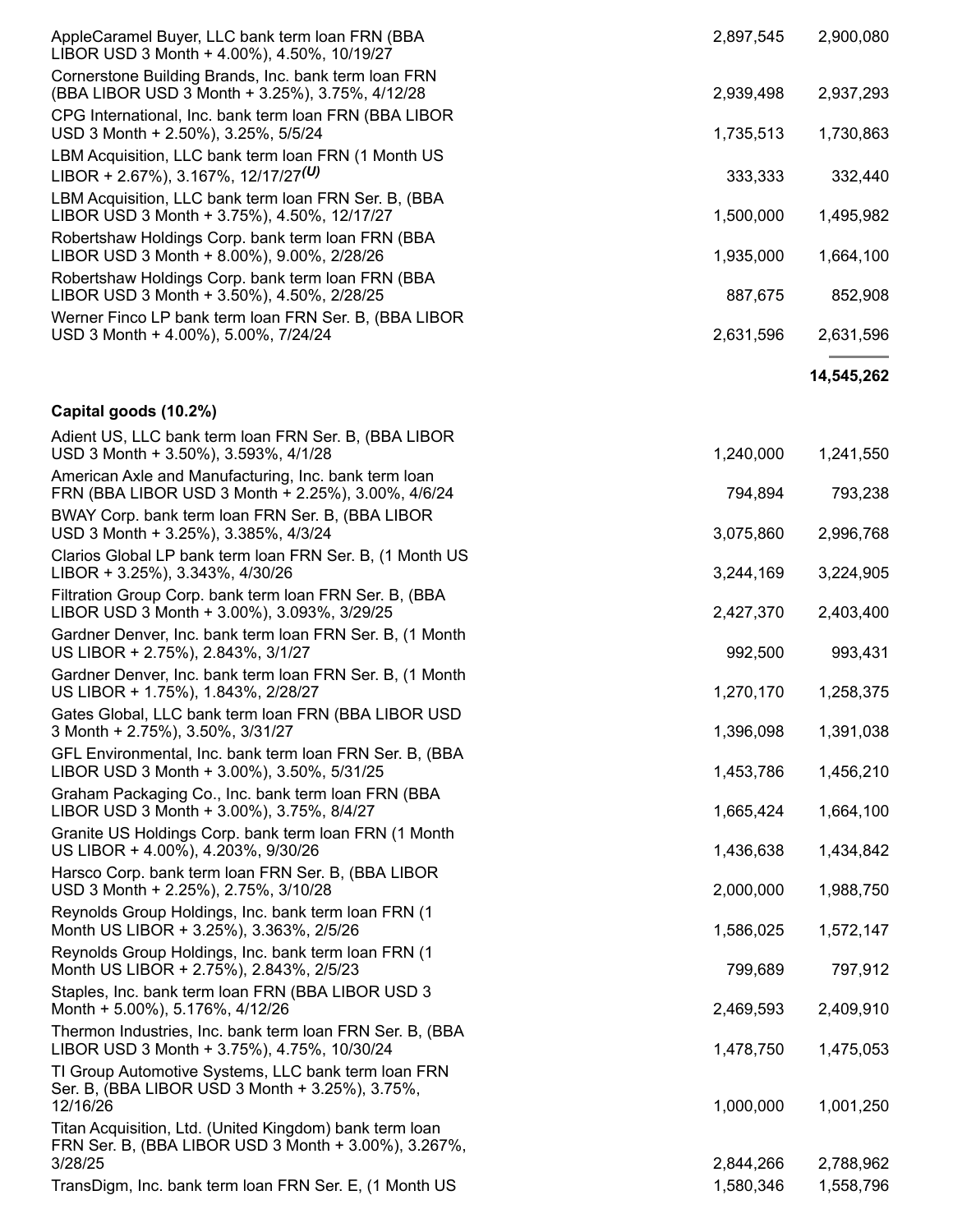| | | |
|---|---|---|
| AppleCaramel Buyer, LLC bank term loan FRN (BBA LIBOR USD 3 Month + 4.00%), 4.50%, 10/19/27 | 2,897,545 | 2,900,080 |
| Cornerstone Building Brands, Inc. bank term loan FRN (BBA LIBOR USD 3 Month + 3.25%), 3.75%, 4/12/28 | 2,939,498 | 2,937,293 |
| CPG International, Inc. bank term loan FRN (BBA LIBOR USD 3 Month + 2.50%), 3.25%, 5/5/24 | 1,735,513 | 1,730,863 |
| LBM Acquisition, LLC bank term loan FRN (1 Month US LIBOR + 2.67%), 3.167%, 12/17/27 *(U)* | 333,333 | 332,440 |
| LBM Acquisition, LLC bank term loan FRN Ser. B, (BBA LIBOR USD 3 Month + 3.75%), 4.50%, 12/17/27 | 1,500,000 | 1,495,982 |
| Robertshaw Holdings Corp. bank term loan FRN (BBA LIBOR USD 3 Month + 8.00%), 9.00%, 2/28/26 | 1,935,000 | 1,664,100 |
| Robertshaw Holdings Corp. bank term loan FRN (BBA LIBOR USD 3 Month + 3.50%), 4.50%, 2/28/25 | 887,675 | 852,908 |
| Werner Finco LP bank term loan FRN Ser. B, (BBA LIBOR USD 3 Month + 4.00%), 5.00%, 7/24/24 | 2,631,596 | 2,631,596 |
| | | **14,545,262** |
| **Capital goods (10.2%)** | | |
| Adient US, LLC bank term loan FRN Ser. B, (BBA LIBOR USD 3 Month + 3.50%), 3.593%, 4/1/28 | 1,240,000 | 1,241,550 |
| American Axle and Manufacturing, Inc. bank term loan FRN (BBA LIBOR USD 3 Month + 2.25%), 3.00%, 4/6/24 | 794,894 | 793,238 |
| BWAY Corp. bank term loan FRN Ser. B, (BBA LIBOR USD 3 Month + 3.25%), 3.385%, 4/3/24 | 3,075,860 | 2,996,768 |
| Clarios Global LP bank term loan FRN Ser. B, (1 Month US LIBOR + 3.25%), 3.343%, 4/30/26 | 3,244,169 | 3,224,905 |
| Filtration Group Corp. bank term loan FRN Ser. B, (BBA LIBOR USD 3 Month + 3.00%), 3.093%, 3/29/25 | 2,427,370 | 2,403,400 |
| Gardner Denver, Inc. bank term loan FRN Ser. B, (1 Month US LIBOR + 2.75%), 2.843%, 3/1/27 | 992,500 | 993,431 |
| Gardner Denver, Inc. bank term loan FRN Ser. B, (1 Month US LIBOR + 1.75%), 1.843%, 2/28/27 | 1,270,170 | 1,258,375 |
| Gates Global, LLC bank term loan FRN (BBA LIBOR USD 3 Month + 2.75%), 3.50%, 3/31/27 | 1,396,098 | 1,391,038 |
| GFL Environmental, Inc. bank term loan FRN Ser. B, (BBA LIBOR USD 3 Month + 3.00%), 3.50%, 5/31/25 | 1,453,786 | 1,456,210 |
| Graham Packaging Co., Inc. bank term loan FRN (BBA LIBOR USD 3 Month + 3.00%), 3.75%, 8/4/27 | 1,665,424 | 1,664,100 |
| Granite US Holdings Corp. bank term loan FRN (1 Month US LIBOR + 4.00%), 4.203%, 9/30/26 | 1,436,638 | 1,434,842 |
| Harsco Corp. bank term loan FRN Ser. B, (BBA LIBOR USD 3 Month + 2.25%), 2.75%, 3/10/28 | 2,000,000 | 1,988,750 |
| Reynolds Group Holdings, Inc. bank term loan FRN (1 Month US LIBOR + 3.25%), 3.363%, 2/5/26 | 1,586,025 | 1,572,147 |
| Reynolds Group Holdings, Inc. bank term loan FRN (1 Month US LIBOR + 2.75%), 2.843%, 2/5/23 | 799,689 | 797,912 |
| Staples, Inc. bank term loan FRN (BBA LIBOR USD 3 Month + 5.00%), 5.176%, 4/12/26 | 2,469,593 | 2,409,910 |
| Thermon Industries, Inc. bank term loan FRN Ser. B, (BBA LIBOR USD 3 Month + 3.75%), 4.75%, 10/30/24 | 1,478,750 | 1,475,053 |
| TI Group Automotive Systems, LLC bank term loan FRN Ser. B, (BBA LIBOR USD 3 Month + 3.25%), 3.75%, 12/16/26 | 1,000,000 | 1,001,250 |
| Titan Acquisition, Ltd. (United Kingdom) bank term loan FRN Ser. B, (BBA LIBOR USD 3 Month + 3.00%), 3.267%, 3/28/25 | 2,844,266 | 2,788,962 |
| TransDigm, Inc. bank term loan FRN Ser. E, (1 Month US | 1,580,346 | 1,558,796 |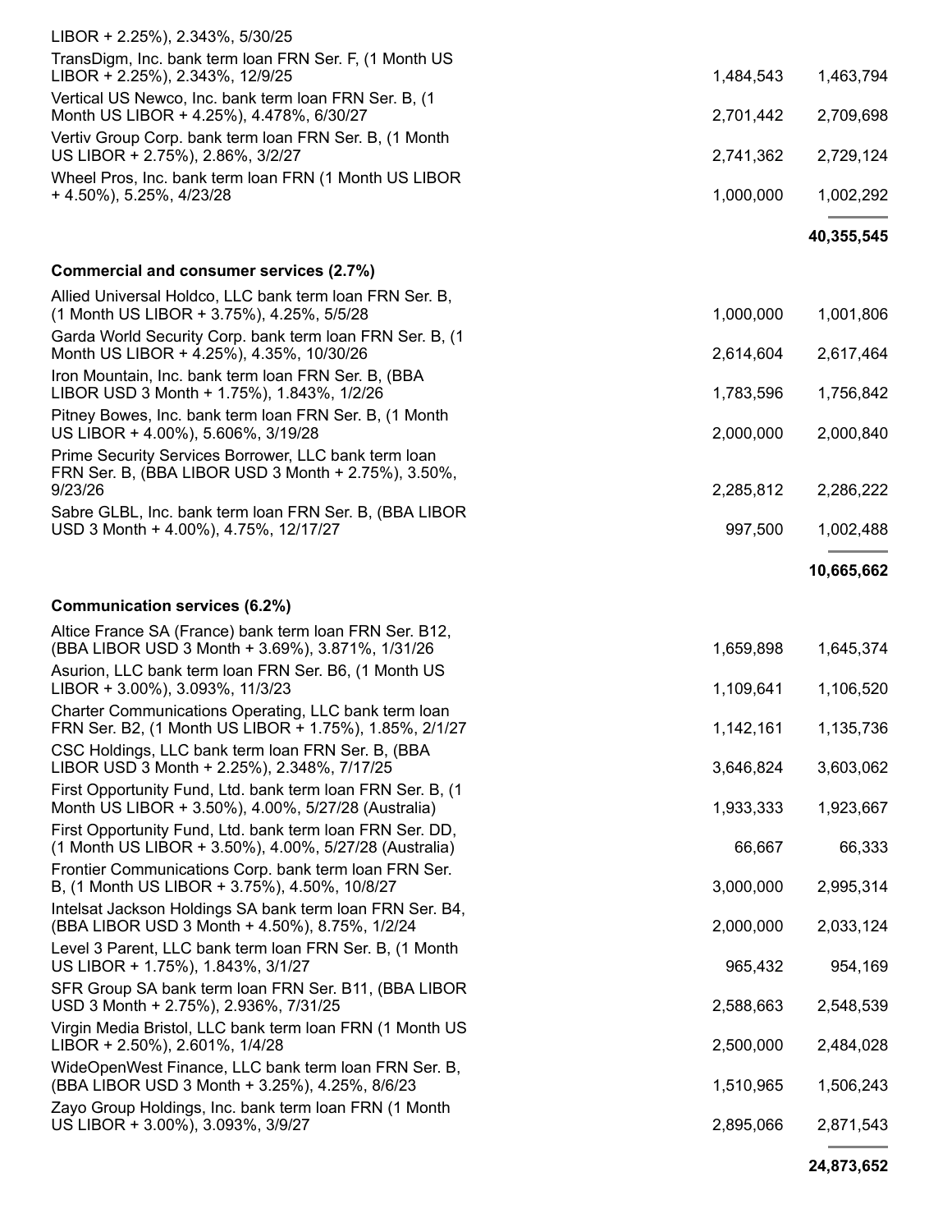| | | |
|---|---|---|
| LIBOR + 2.25%), 2.343%, 5/30/25 | | |
| TransDigm, Inc. bank term loan FRN Ser. F, (1 Month US LIBOR + 2.25%), 2.343%, 12/9/25 | 1,484,543 | 1,463,794 |
| Vertical US Newco, Inc. bank term loan FRN Ser. B, (1 Month US LIBOR + 4.25%), 4.478%, 6/30/27 | 2,701,442 | 2,709,698 |
| Vertiv Group Corp. bank term loan FRN Ser. B, (1 Month US LIBOR + 2.75%), 2.86%, 3/2/27 | 2,741,362 | 2,729,124 |
| Wheel Pros, Inc. bank term loan FRN (1 Month US LIBOR + 4.50%), 5.25%, 4/23/28 | 1,000,000 | 1,002,292 |
| | | **40,355,545** |
| **Commercial and consumer services (2.7%)** | | |
| Allied Universal Holdco, LLC bank term loan FRN Ser. B, (1 Month US LIBOR + 3.75%), 4.25%, 5/5/28 | 1,000,000 | 1,001,806 |
| Garda World Security Corp. bank term loan FRN Ser. B, (1 Month US LIBOR + 4.25%), 4.35%, 10/30/26 | 2,614,604 | 2,617,464 |
| Iron Mountain, Inc. bank term loan FRN Ser. B, (BBA LIBOR USD 3 Month + 1.75%), 1.843%, 1/2/26 | 1,783,596 | 1,756,842 |
| Pitney Bowes, Inc. bank term loan FRN Ser. B, (1 Month US LIBOR + 4.00%), 5.606%, 3/19/28 | 2,000,000 | 2,000,840 |
| Prime Security Services Borrower, LLC bank term loan FRN Ser. B, (BBA LIBOR USD 3 Month + 2.75%), 3.50%, 9/23/26 | 2,285,812 | 2,286,222 |
| Sabre GLBL, Inc. bank term loan FRN Ser. B, (BBA LIBOR USD 3 Month + 4.00%), 4.75%, 12/17/27 | 997,500 | 1,002,488 |
| | | **10,665,662** |
| **Communication services (6.2%)** | | |
| Altice France SA (France) bank term loan FRN Ser. B12, (BBA LIBOR USD 3 Month + 3.69%), 3.871%, 1/31/26 | 1,659,898 | 1,645,374 |
| Asurion, LLC bank term loan FRN Ser. B6, (1 Month US LIBOR + 3.00%), 3.093%, 11/3/23 | 1,109,641 | 1,106,520 |
| Charter Communications Operating, LLC bank term loan FRN Ser. B2, (1 Month US LIBOR + 1.75%), 1.85%, 2/1/27 | 1,142,161 | 1,135,736 |
| CSC Holdings, LLC bank term loan FRN Ser. B, (BBA LIBOR USD 3 Month + 2.25%), 2.348%, 7/17/25 | 3,646,824 | 3,603,062 |
| First Opportunity Fund, Ltd. bank term loan FRN Ser. B, (1 Month US LIBOR + 3.50%), 4.00%, 5/27/28 (Australia) | 1,933,333 | 1,923,667 |
| First Opportunity Fund, Ltd. bank term loan FRN Ser. DD, (1 Month US LIBOR + 3.50%), 4.00%, 5/27/28 (Australia) | 66,667 | 66,333 |
| Frontier Communications Corp. bank term loan FRN Ser. B, (1 Month US LIBOR + 3.75%), 4.50%, 10/8/27 | 3,000,000 | 2,995,314 |
| Intelsat Jackson Holdings SA bank term loan FRN Ser. B4, (BBA LIBOR USD 3 Month + 4.50%), 8.75%, 1/2/24 | 2,000,000 | 2,033,124 |
| Level 3 Parent, LLC bank term loan FRN Ser. B, (1 Month US LIBOR + 1.75%), 1.843%, 3/1/27 | 965,432 | 954,169 |
| SFR Group SA bank term loan FRN Ser. B11, (BBA LIBOR USD 3 Month + 2.75%), 2.936%, 7/31/25 | 2,588,663 | 2,548,539 |
| Virgin Media Bristol, LLC bank term loan FRN (1 Month US LIBOR + 2.50%), 2.601%, 1/4/28 | 2,500,000 | 2,484,028 |
| WideOpenWest Finance, LLC bank term loan FRN Ser. B, (BBA LIBOR USD 3 Month + 3.25%), 4.25%, 8/6/23 | 1,510,965 | 1,506,243 |
| Zayo Group Holdings, Inc. bank term loan FRN (1 Month US LIBOR + 3.00%), 3.093%, 3/9/27 | 2,895,066 | 2,871,543 |
| | | **24,873,652** |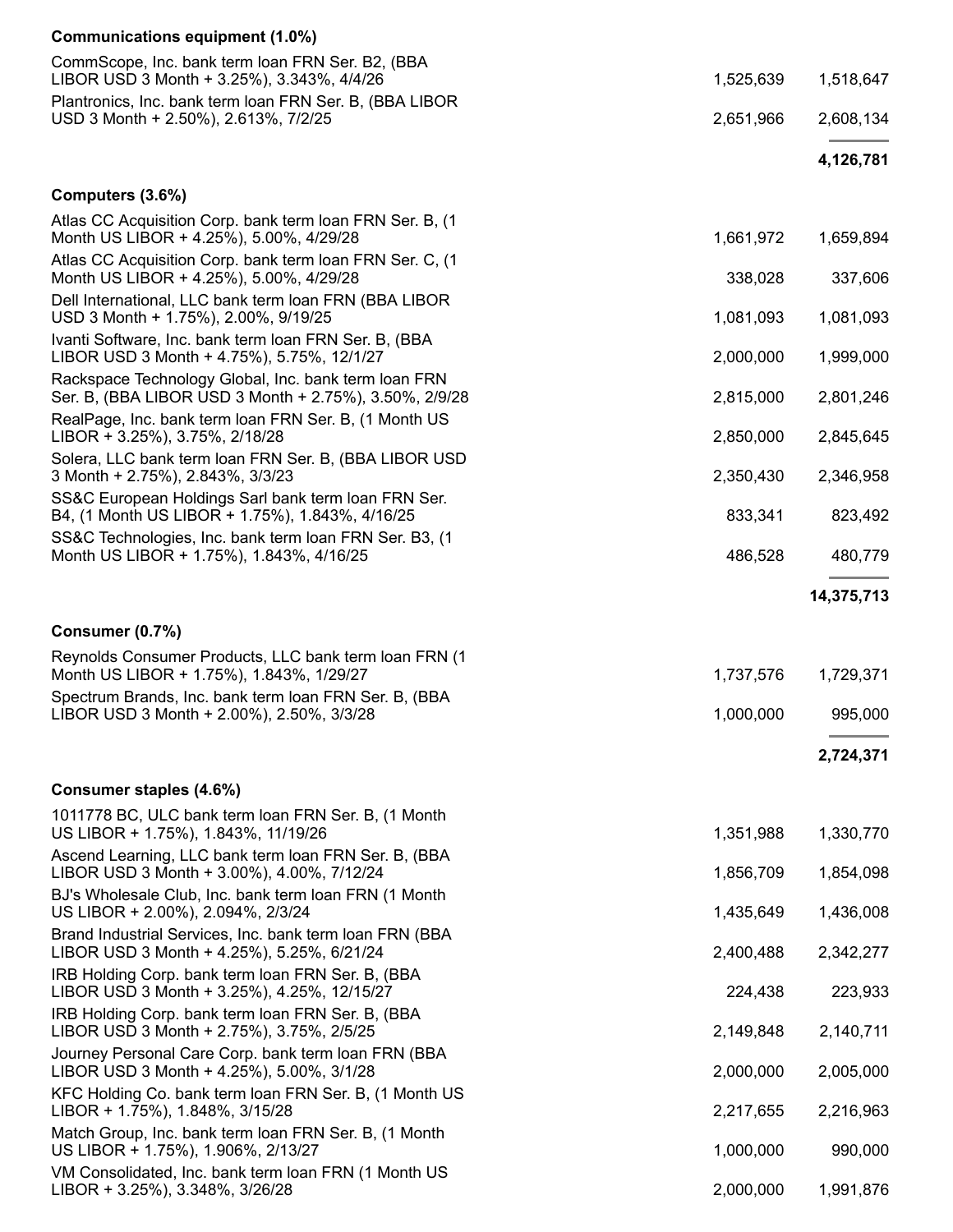| | | |
|---|---|---|
| **Communications equipment (1.0%)** | | |
| CommScope, Inc. bank term loan FRN Ser. B2, (BBA LIBOR USD 3 Month + 3.25%), 3.343%, 4/4/26 | 1,525,639 | 1,518,647 |
| Plantronics, Inc. bank term loan FRN Ser. B, (BBA LIBOR USD 3 Month + 2.50%), 2.613%, 7/2/25 | 2,651,966 | 2,608,134 |
| | | **4,126,781** |
| **Computers (3.6%)** | | |
| Atlas CC Acquisition Corp. bank term loan FRN Ser. B, (1 Month US LIBOR + 4.25%), 5.00%, 4/29/28 | 1,661,972 | 1,659,894 |
| Atlas CC Acquisition Corp. bank term loan FRN Ser. C, (1 Month US LIBOR + 4.25%), 5.00%, 4/29/28 | 338,028 | 337,606 |
| Dell International, LLC bank term loan FRN (BBA LIBOR USD 3 Month + 1.75%), 2.00%, 9/19/25 | 1,081,093 | 1,081,093 |
| Ivanti Software, Inc. bank term loan FRN Ser. B, (BBA LIBOR USD 3 Month + 4.75%), 5.75%, 12/1/27 | 2,000,000 | 1,999,000 |
| Rackspace Technology Global, Inc. bank term loan FRN Ser. B, (BBA LIBOR USD 3 Month + 2.75%), 3.50%, 2/9/28 | 2,815,000 | 2,801,246 |
| RealPage, Inc. bank term loan FRN Ser. B, (1 Month US LIBOR + 3.25%), 3.75%, 2/18/28 | 2,850,000 | 2,845,645 |
| Solera, LLC bank term loan FRN Ser. B, (BBA LIBOR USD 3 Month + 2.75%), 2.843%, 3/3/23 | 2,350,430 | 2,346,958 |
| SS&C European Holdings Sarl bank term loan FRN Ser. B4, (1 Month US LIBOR + 1.75%), 1.843%, 4/16/25 | 833,341 | 823,492 |
| SS&C Technologies, Inc. bank term loan FRN Ser. B3, (1 Month US LIBOR + 1.75%), 1.843%, 4/16/25 | 486,528 | 480,779 |
| | | **14,375,713** |
| **Consumer (0.7%)** | | |
| Reynolds Consumer Products, LLC bank term loan FRN (1 Month US LIBOR + 1.75%), 1.843%, 1/29/27 | 1,737,576 | 1,729,371 |
| Spectrum Brands, Inc. bank term loan FRN Ser. B, (BBA LIBOR USD 3 Month + 2.00%), 2.50%, 3/3/28 | 1,000,000 | 995,000 |
| | | **2,724,371** |
| **Consumer staples (4.6%)** | | |
| 1011778 BC, ULC bank term loan FRN Ser. B, (1 Month US LIBOR + 1.75%), 1.843%, 11/19/26 | 1,351,988 | 1,330,770 |
| Ascend Learning, LLC bank term loan FRN Ser. B, (BBA LIBOR USD 3 Month + 3.00%), 4.00%, 7/12/24 | 1,856,709 | 1,854,098 |
| BJ's Wholesale Club, Inc. bank term loan FRN (1 Month US LIBOR + 2.00%), 2.094%, 2/3/24 | 1,435,649 | 1,436,008 |
| Brand Industrial Services, Inc. bank term loan FRN (BBA LIBOR USD 3 Month + 4.25%), 5.25%, 6/21/24 | 2,400,488 | 2,342,277 |
| IRB Holding Corp. bank term loan FRN Ser. B, (BBA LIBOR USD 3 Month + 3.25%), 4.25%, 12/15/27 | 224,438 | 223,933 |
| IRB Holding Corp. bank term loan FRN Ser. B, (BBA LIBOR USD 3 Month + 2.75%), 3.75%, 2/5/25 | 2,149,848 | 2,140,711 |
| Journey Personal Care Corp. bank term loan FRN (BBA LIBOR USD 3 Month + 4.25%), 5.00%, 3/1/28 | 2,000,000 | 2,005,000 |
| KFC Holding Co. bank term loan FRN Ser. B, (1 Month US LIBOR + 1.75%), 1.848%, 3/15/28 | 2,217,655 | 2,216,963 |
| Match Group, Inc. bank term loan FRN Ser. B, (1 Month US LIBOR + 1.75%), 1.906%, 2/13/27 | 1,000,000 | 990,000 |
| VM Consolidated, Inc. bank term loan FRN (1 Month US LIBOR + 3.25%), 3.348%, 3/26/28 | 2,000,000 | 1,991,876 |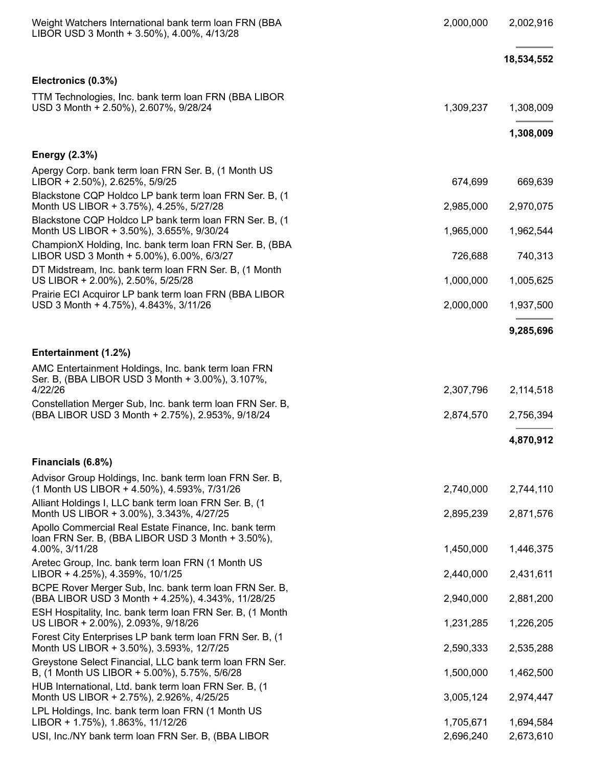| | | |
|---|---|---|
| Weight Watchers International bank term loan FRN (BBA LIBOR USD 3 Month + 3.50%), 4.00%, 4/13/28 | 2,000,000 | 2,002,916 |
| | | **18,534,552** |
| **Electronics (0.3%)** | | |
| TTM Technologies, Inc. bank term loan FRN (BBA LIBOR USD 3 Month + 2.50%), 2.607%, 9/28/24 | 1,309,237 | 1,308,009 |
| | | **1,308,009** |
| **Energy (2.3%)** | | |
| Apergy Corp. bank term loan FRN Ser. B, (1 Month US LIBOR + 2.50%), 2.625%, 5/9/25 | 674,699 | 669,639 |
| Blackstone CQP Holdco LP bank term loan FRN Ser. B, (1 Month US LIBOR + 3.75%), 4.25%, 5/27/28 | 2,985,000 | 2,970,075 |
| Blackstone CQP Holdco LP bank term loan FRN Ser. B, (1 Month US LIBOR + 3.50%), 3.655%, 9/30/24 | 1,965,000 | 1,962,544 |
| ChampionX Holding, Inc. bank term loan FRN Ser. B, (BBA LIBOR USD 3 Month + 5.00%), 6.00%, 6/3/27 | 726,688 | 740,313 |
| DT Midstream, Inc. bank term loan FRN Ser. B, (1 Month US LIBOR + 2.00%), 2.50%, 5/25/28 | 1,000,000 | 1,005,625 |
| Prairie ECI Acquiror LP bank term loan FRN (BBA LIBOR USD 3 Month + 4.75%), 4.843%, 3/11/26 | 2,000,000 | 1,937,500 |
| | | **9,285,696** |
| **Entertainment (1.2%)** | | |
| AMC Entertainment Holdings, Inc. bank term loan FRN Ser. B, (BBA LIBOR USD 3 Month + 3.00%), 3.107%, 4/22/26 | 2,307,796 | 2,114,518 |
| Constellation Merger Sub, Inc. bank term loan FRN Ser. B, (BBA LIBOR USD 3 Month + 2.75%), 2.953%, 9/18/24 | 2,874,570 | 2,756,394 |
| | | **4,870,912** |
| **Financials (6.8%)** | | |
| Advisor Group Holdings, Inc. bank term loan FRN Ser. B, (1 Month US LIBOR + 4.50%), 4.593%, 7/31/26 | 2,740,000 | 2,744,110 |
| Alliant Holdings I, LLC bank term loan FRN Ser. B, (1 Month US LIBOR + 3.00%), 3.343%, 4/27/25 | 2,895,239 | 2,871,576 |
| Apollo Commercial Real Estate Finance, Inc. bank term loan FRN Ser. B, (BBA LIBOR USD 3 Month + 3.50%), 4.00%, 3/11/28 | 1,450,000 | 1,446,375 |
| Aretec Group, Inc. bank term loan FRN (1 Month US LIBOR + 4.25%), 4.359%, 10/1/25 | 2,440,000 | 2,431,611 |
| BCPE Rover Merger Sub, Inc. bank term loan FRN Ser. B, (BBA LIBOR USD 3 Month + 4.25%), 4.343%, 11/28/25 | 2,940,000 | 2,881,200 |
| ESH Hospitality, Inc. bank term loan FRN Ser. B, (1 Month US LIBOR + 2.00%), 2.093%, 9/18/26 | 1,231,285 | 1,226,205 |
| Forest City Enterprises LP bank term loan FRN Ser. B, (1 Month US LIBOR + 3.50%), 3.593%, 12/7/25 | 2,590,333 | 2,535,288 |
| Greystone Select Financial, LLC bank term loan FRN Ser. B, (1 Month US LIBOR + 5.00%), 5.75%, 5/6/28 | 1,500,000 | 1,462,500 |
| HUB International, Ltd. bank term loan FRN Ser. B, (1 Month US LIBOR + 2.75%), 2.926%, 4/25/25 | 3,005,124 | 2,974,447 |
| LPL Holdings, Inc. bank term loan FRN (1 Month US LIBOR + 1.75%), 1.863%, 11/12/26 | 1,705,671 | 1,694,584 |
| USI, Inc./NY bank term loan FRN Ser. B, (BBA LIBOR | 2,696,240 | 2,673,610 |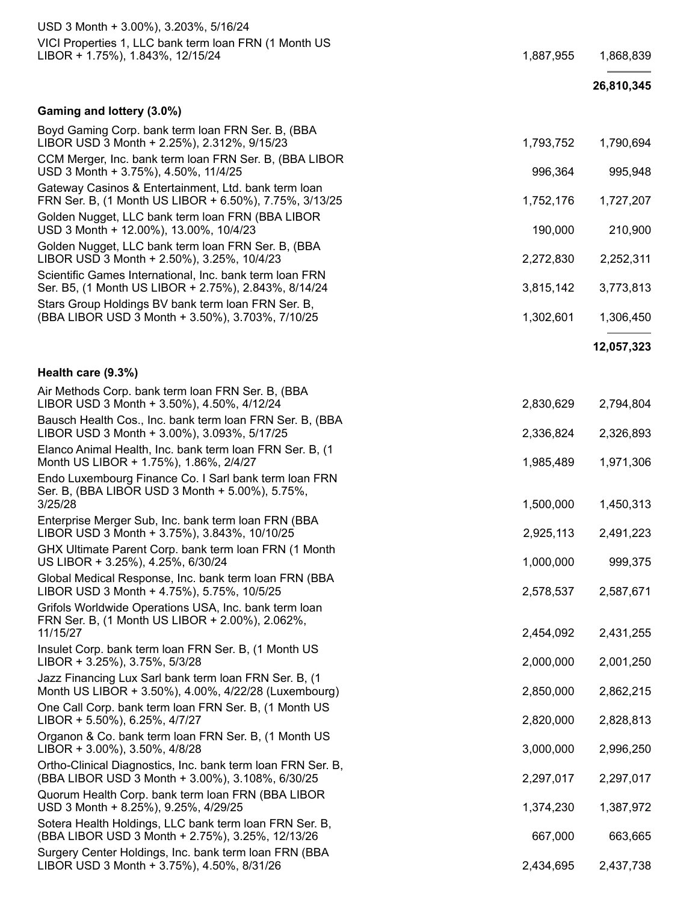| | | |
|---|---|---|
| USD 3 Month + 3.00%), 3.203%, 5/16/24 | | |
| VICI Properties 1, LLC bank term loan FRN (1 Month US LIBOR + 1.75%), 1.843%, 12/15/24 | 1,887,955 | 1,868,839 |
| | | **26,810,345** |
| **Gaming and lottery (3.0%)** | | |
| Boyd Gaming Corp. bank term loan FRN Ser. B, (BBA LIBOR USD 3 Month + 2.25%), 2.312%, 9/15/23 | 1,793,752 | 1,790,694 |
| CCM Merger, Inc. bank term loan FRN Ser. B, (BBA LIBOR USD 3 Month + 3.75%), 4.50%, 11/4/25 | 996,364 | 995,948 |
| Gateway Casinos & Entertainment, Ltd. bank term loan FRN Ser. B, (1 Month US LIBOR + 6.50%), 7.75%, 3/13/25 | 1,752,176 | 1,727,207 |
| Golden Nugget, LLC bank term loan FRN (BBA LIBOR USD 3 Month + 12.00%), 13.00%, 10/4/23 | 190,000 | 210,900 |
| Golden Nugget, LLC bank term loan FRN Ser. B, (BBA LIBOR USD 3 Month + 2.50%), 3.25%, 10/4/23 | 2,272,830 | 2,252,311 |
| Scientific Games International, Inc. bank term loan FRN Ser. B5, (1 Month US LIBOR + 2.75%), 2.843%, 8/14/24 | 3,815,142 | 3,773,813 |
| Stars Group Holdings BV bank term loan FRN Ser. B, (BBA LIBOR USD 3 Month + 3.50%), 3.703%, 7/10/25 | 1,302,601 | 1,306,450 |
| | | **12,057,323** |
| **Health care (9.3%)** | | |
| Air Methods Corp. bank term loan FRN Ser. B, (BBA LIBOR USD 3 Month + 3.50%), 4.50%, 4/12/24 | 2,830,629 | 2,794,804 |
| Bausch Health Cos., Inc. bank term loan FRN Ser. B, (BBA LIBOR USD 3 Month + 3.00%), 3.093%, 5/17/25 | 2,336,824 | 2,326,893 |
| Elanco Animal Health, Inc. bank term loan FRN Ser. B, (1 Month US LIBOR + 1.75%), 1.86%, 2/4/27 | 1,985,489 | 1,971,306 |
| Endo Luxembourg Finance Co. I Sarl bank term loan FRN Ser. B, (BBA LIBOR USD 3 Month + 5.00%), 5.75%, 3/25/28 | 1,500,000 | 1,450,313 |
| Enterprise Merger Sub, Inc. bank term loan FRN (BBA LIBOR USD 3 Month + 3.75%), 3.843%, 10/10/25 | 2,925,113 | 2,491,223 |
| GHX Ultimate Parent Corp. bank term loan FRN (1 Month US LIBOR + 3.25%), 4.25%, 6/30/24 | 1,000,000 | 999,375 |
| Global Medical Response, Inc. bank term loan FRN (BBA LIBOR USD 3 Month + 4.75%), 5.75%, 10/5/25 | 2,578,537 | 2,587,671 |
| Grifols Worldwide Operations USA, Inc. bank term loan FRN Ser. B, (1 Month US LIBOR + 2.00%), 2.062%, 11/15/27 | 2,454,092 | 2,431,255 |
| Insulet Corp. bank term loan FRN Ser. B, (1 Month US LIBOR + 3.25%), 3.75%, 5/3/28 | 2,000,000 | 2,001,250 |
| Jazz Financing Lux Sarl bank term loan FRN Ser. B, (1 Month US LIBOR + 3.50%), 4.00%, 4/22/28 (Luxembourg) | 2,850,000 | 2,862,215 |
| One Call Corp. bank term loan FRN Ser. B, (1 Month US LIBOR + 5.50%), 6.25%, 4/7/27 | 2,820,000 | 2,828,813 |
| Organon & Co. bank term loan FRN Ser. B, (1 Month US LIBOR + 3.00%), 3.50%, 4/8/28 | 3,000,000 | 2,996,250 |
| Ortho-Clinical Diagnostics, Inc. bank term loan FRN Ser. B, (BBA LIBOR USD 3 Month + 3.00%), 3.108%, 6/30/25 | 2,297,017 | 2,297,017 |
| Quorum Health Corp. bank term loan FRN (BBA LIBOR USD 3 Month + 8.25%), 9.25%, 4/29/25 | 1,374,230 | 1,387,972 |
| Sotera Health Holdings, LLC bank term loan FRN Ser. B, (BBA LIBOR USD 3 Month + 2.75%), 3.25%, 12/13/26 | 667,000 | 663,665 |
| Surgery Center Holdings, Inc. bank term loan FRN (BBA LIBOR USD 3 Month + 3.75%), 4.50%, 8/31/26 | 2,434,695 | 2,437,738 |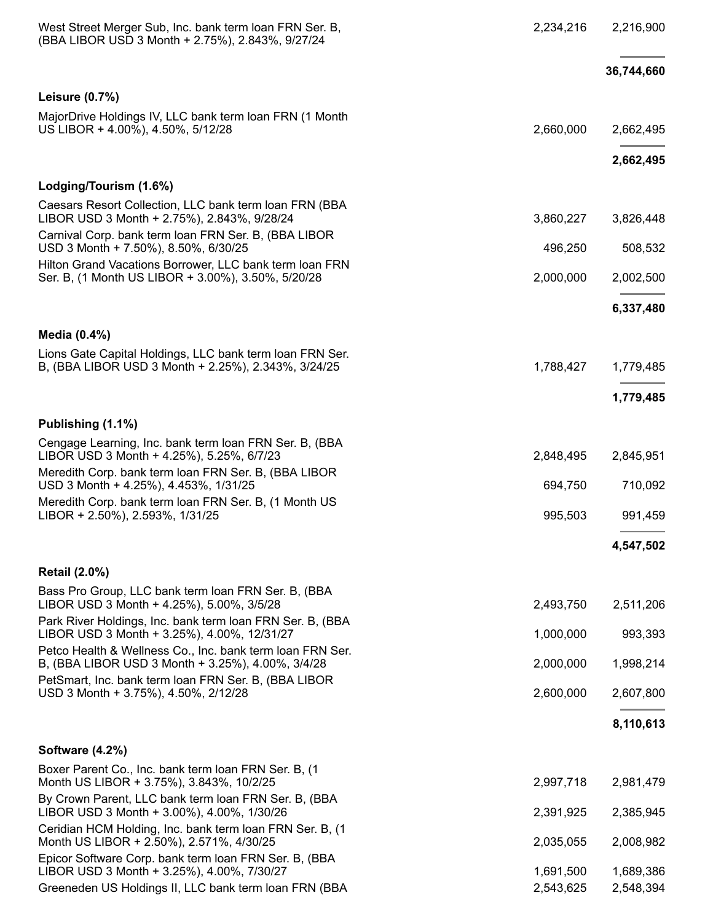| | | |
|---|---|---|
| West Street Merger Sub, Inc. bank term loan FRN Ser. B, (BBA LIBOR USD 3 Month + 2.75%), 2.843%, 9/27/24 | 2,234,216 | 2,216,900 |
| | | **36,744,660** |
| **Leisure (0.7%)** | | |
| MajorDrive Holdings IV, LLC bank term loan FRN (1 Month US LIBOR + 4.00%), 4.50%, 5/12/28 | 2,660,000 | 2,662,495 |
| | | **2,662,495** |
| **Lodging/Tourism (1.6%)** | | |
| Caesars Resort Collection, LLC bank term loan FRN (BBA LIBOR USD 3 Month + 2.75%), 2.843%, 9/28/24 | 3,860,227 | 3,826,448 |
| Carnival Corp. bank term loan FRN Ser. B, (BBA LIBOR USD 3 Month + 7.50%), 8.50%, 6/30/25 | 496,250 | 508,532 |
| Hilton Grand Vacations Borrower, LLC bank term loan FRN Ser. B, (1 Month US LIBOR + 3.00%), 3.50%, 5/20/28 | 2,000,000 | 2,002,500 |
| | | **6,337,480** |
| **Media (0.4%)** | | |
| Lions Gate Capital Holdings, LLC bank term loan FRN Ser. B, (BBA LIBOR USD 3 Month + 2.25%), 2.343%, 3/24/25 | 1,788,427 | 1,779,485 |
| | | **1,779,485** |
| **Publishing (1.1%)** | | |
| Cengage Learning, Inc. bank term loan FRN Ser. B, (BBA LIBOR USD 3 Month + 4.25%), 5.25%, 6/7/23 | 2,848,495 | 2,845,951 |
| Meredith Corp. bank term loan FRN Ser. B, (BBA LIBOR USD 3 Month + 4.25%), 4.453%, 1/31/25 | 694,750 | 710,092 |
| Meredith Corp. bank term loan FRN Ser. B, (1 Month US LIBOR + 2.50%), 2.593%, 1/31/25 | 995,503 | 991,459 |
| | | **4,547,502** |
| **Retail (2.0%)** | | |
| Bass Pro Group, LLC bank term loan FRN Ser. B, (BBA LIBOR USD 3 Month + 4.25%), 5.00%, 3/5/28 | 2,493,750 | 2,511,206 |
| Park River Holdings, Inc. bank term loan FRN Ser. B, (BBA LIBOR USD 3 Month + 3.25%), 4.00%, 12/31/27 | 1,000,000 | 993,393 |
| Petco Health & Wellness Co., Inc. bank term loan FRN Ser. B, (BBA LIBOR USD 3 Month + 3.25%), 4.00%, 3/4/28 | 2,000,000 | 1,998,214 |
| PetSmart, Inc. bank term loan FRN Ser. B, (BBA LIBOR USD 3 Month + 3.75%), 4.50%, 2/12/28 | 2,600,000 | 2,607,800 |
| | | **8,110,613** |
| **Software (4.2%)** | | |
| Boxer Parent Co., Inc. bank term loan FRN Ser. B, (1 Month US LIBOR + 3.75%), 3.843%, 10/2/25 | 2,997,718 | 2,981,479 |
| By Crown Parent, LLC bank term loan FRN Ser. B, (BBA LIBOR USD 3 Month + 3.00%), 4.00%, 1/30/26 | 2,391,925 | 2,385,945 |
| Ceridian HCM Holding, Inc. bank term loan FRN Ser. B, (1 Month US LIBOR + 2.50%), 2.571%, 4/30/25 | 2,035,055 | 2,008,982 |
| Epicor Software Corp. bank term loan FRN Ser. B, (BBA LIBOR USD 3 Month + 3.25%), 4.00%, 7/30/27 | 1,691,500 | 1,689,386 |
| Greeneden US Holdings II, LLC bank term loan FRN (BBA | 2,543,625 | 2,548,394 |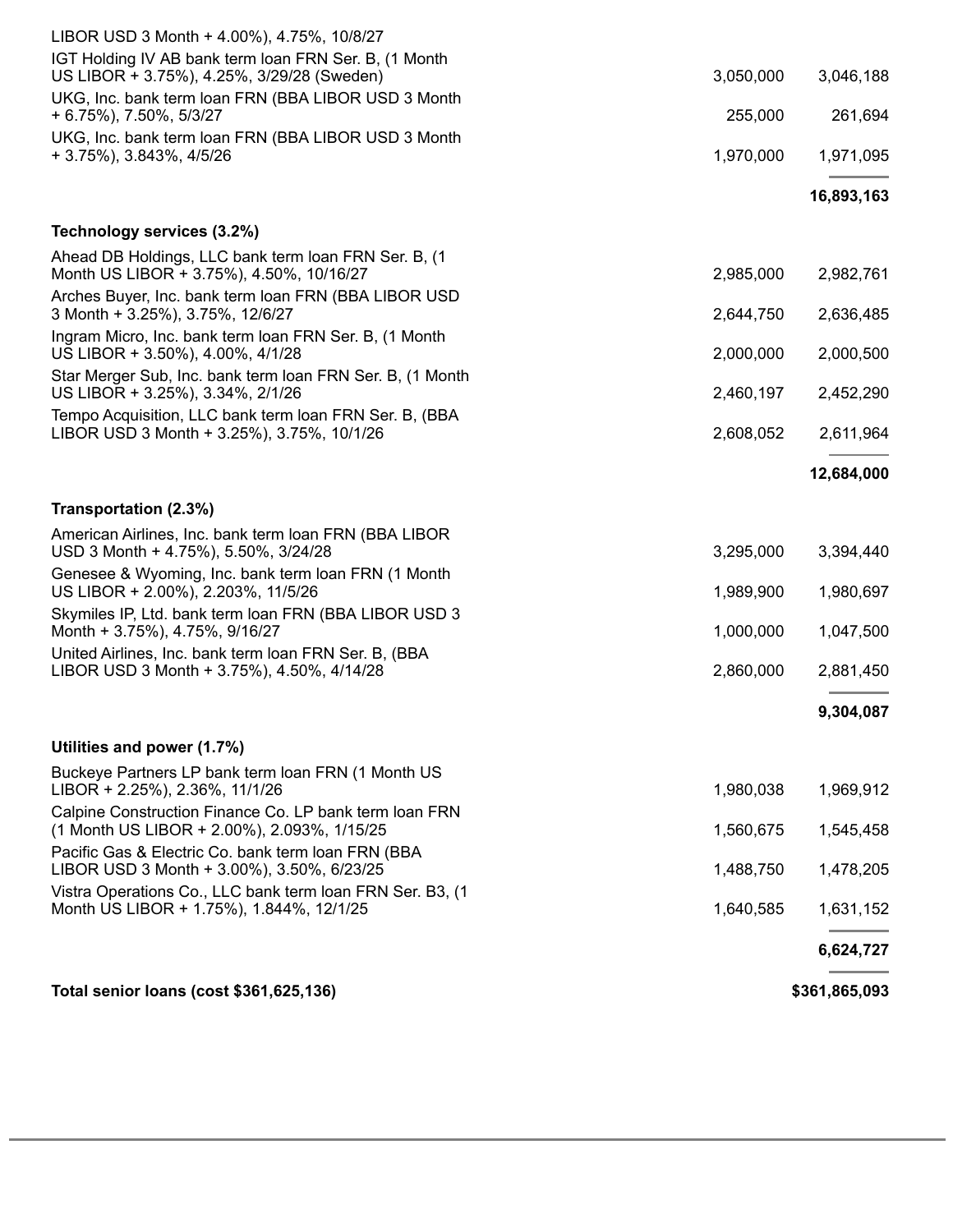| | | |
|---|---|---|
| LIBOR USD 3 Month + 4.00%), 4.75%, 10/8/27 | | |
| IGT Holding IV AB bank term loan FRN Ser. B, (1 Month US LIBOR + 3.75%), 4.25%, 3/29/28 (Sweden) | 3,050,000 | 3,046,188 |
| UKG, Inc. bank term loan FRN (BBA LIBOR USD 3 Month + 6.75%), 7.50%, 5/3/27 | 255,000 | 261,694 |
| UKG, Inc. bank term loan FRN (BBA LIBOR USD 3 Month + 3.75%), 3.843%, 4/5/26 | 1,970,000 | 1,971,095 |
| | | **16,893,163** |
| **Technology services (3.2%)** | | |
| Ahead DB Holdings, LLC bank term loan FRN Ser. B, (1 Month US LIBOR + 3.75%), 4.50%, 10/16/27 | 2,985,000 | 2,982,761 |
| Arches Buyer, Inc. bank term loan FRN (BBA LIBOR USD 3 Month + 3.25%), 3.75%, 12/6/27 | 2,644,750 | 2,636,485 |
| Ingram Micro, Inc. bank term loan FRN Ser. B, (1 Month US LIBOR + 3.50%), 4.00%, 4/1/28 | 2,000,000 | 2,000,500 |
| Star Merger Sub, Inc. bank term loan FRN Ser. B, (1 Month US LIBOR + 3.25%), 3.34%, 2/1/26 | 2,460,197 | 2,452,290 |
| Tempo Acquisition, LLC bank term loan FRN Ser. B, (BBA LIBOR USD 3 Month + 3.25%), 3.75%, 10/1/26 | 2,608,052 | 2,611,964 |
| | | **12,684,000** |
| **Transportation (2.3%)** | | |
| American Airlines, Inc. bank term loan FRN (BBA LIBOR USD 3 Month + 4.75%), 5.50%, 3/24/28 | 3,295,000 | 3,394,440 |
| Genesee & Wyoming, Inc. bank term loan FRN (1 Month US LIBOR + 2.00%), 2.203%, 11/5/26 | 1,989,900 | 1,980,697 |
| Skymiles IP, Ltd. bank term loan FRN (BBA LIBOR USD 3 Month + 3.75%), 4.75%, 9/16/27 | 1,000,000 | 1,047,500 |
| United Airlines, Inc. bank term loan FRN Ser. B, (BBA LIBOR USD 3 Month + 3.75%), 4.50%, 4/14/28 | 2,860,000 | 2,881,450 |
| | | **9,304,087** |
| **Utilities and power (1.7%)** | | |
| Buckeye Partners LP bank term loan FRN (1 Month US LIBOR + 2.25%), 2.36%, 11/1/26 | 1,980,038 | 1,969,912 |
| Calpine Construction Finance Co. LP bank term loan FRN (1 Month US LIBOR + 2.00%), 2.093%, 1/15/25 | 1,560,675 | 1,545,458 |
| Pacific Gas & Electric Co. bank term loan FRN (BBA LIBOR USD 3 Month + 3.00%), 3.50%, 6/23/25 | 1,488,750 | 1,478,205 |
| Vistra Operations Co., LLC bank term loan FRN Ser. B3, (1 Month US LIBOR + 1.75%), 1.844%, 12/1/25 | 1,640,585 | 1,631,152 |
| | | **6,624,727** |
| **Total senior loans (cost $361,625,136)** | | **$361,865,093** |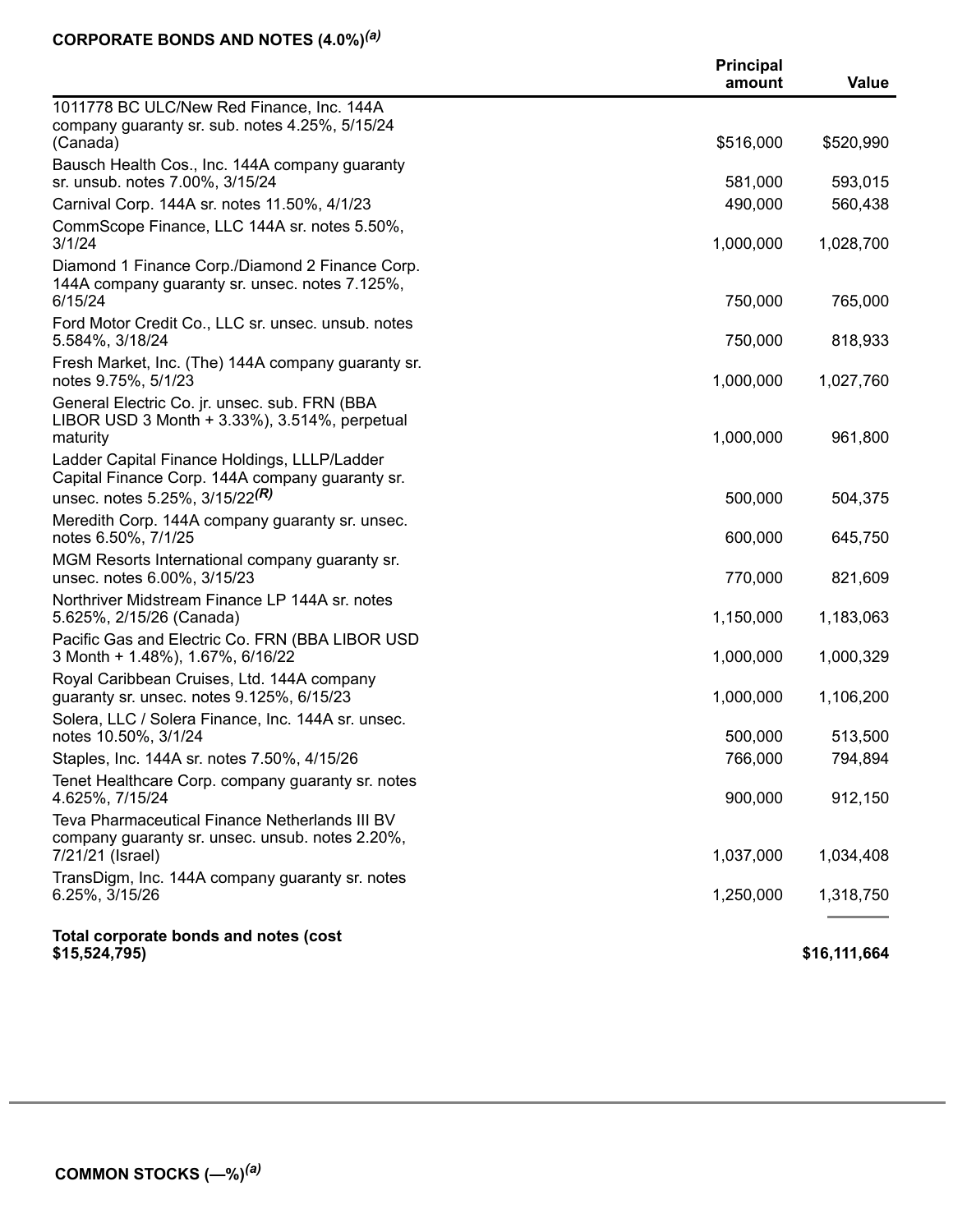**CORPORATE BONDS AND NOTES (4.0%)[(a)]**

| | Principal amount | Value |
|---|---|---|
| 1011778 BC ULC/New Red Finance, Inc. 144A company guaranty sr. sub. notes 4.25%, 5/15/24 (Canada) | $516,000 | $520,990 |
| Bausch Health Cos., Inc. 144A company guaranty sr. unsub. notes 7.00%, 3/15/24 | 581,000 | 593,015 |
| Carnival Corp. 144A sr. notes 11.50%, 4/1/23 | 490,000 | 560,438 |
| CommScope Finance, LLC 144A sr. notes 5.50%, 3/1/24 | 1,000,000 | 1,028,700 |
| Diamond 1 Finance Corp./Diamond 2 Finance Corp. 144A company guaranty sr. unsec. notes 7.125%, 6/15/24 | 750,000 | 765,000 |
| Ford Motor Credit Co., LLC sr. unsec. unsub. notes 5.584%, 3/18/24 | 750,000 | 818,933 |
| Fresh Market, Inc. (The) 144A company guaranty sr. notes 9.75%, 5/1/23 | 1,000,000 | 1,027,760 |
| General Electric Co. jr. unsec. sub. FRN (BBA LIBOR USD 3 Month + 3.33%), 3.514%, perpetual maturity | 1,000,000 | 961,800 |
| Ladder Capital Finance Holdings, LLLP/Ladder Capital Finance Corp. 144A company guaranty sr. unsec. notes 5.25%, 3/15/22[(R)] | 500,000 | 504,375 |
| Meredith Corp. 144A company guaranty sr. unsec. notes 6.50%, 7/1/25 | 600,000 | 645,750 |
| MGM Resorts International company guaranty sr. unsec. notes 6.00%, 3/15/23 | 770,000 | 821,609 |
| Northriver Midstream Finance LP 144A sr. notes 5.625%, 2/15/26 (Canada) | 1,150,000 | 1,183,063 |
| Pacific Gas and Electric Co. FRN (BBA LIBOR USD 3 Month + 1.48%), 1.67%, 6/16/22 | 1,000,000 | 1,000,329 |
| Royal Caribbean Cruises, Ltd. 144A company guaranty sr. unsec. notes 9.125%, 6/15/23 | 1,000,000 | 1,106,200 |
| Solera, LLC / Solera Finance, Inc. 144A sr. unsec. notes 10.50%, 3/1/24 | 500,000 | 513,500 |
| Staples, Inc. 144A sr. notes 7.50%, 4/15/26 | 766,000 | 794,894 |
| Tenet Healthcare Corp. company guaranty sr. notes 4.625%, 7/15/24 | 900,000 | 912,150 |
| Teva Pharmaceutical Finance Netherlands III BV company guaranty sr. unsec. unsub. notes 2.20%, 7/21/21 (Israel) | 1,037,000 | 1,034,408 |
| TransDigm, Inc. 144A company guaranty sr. notes 6.25%, 3/15/26 | 1,250,000 | 1,318,750 |
| **Total corporate bonds and notes (cost $15,524,795)** | | **$16,111,664** |

**COMMON STOCKS (—%)[(a)]**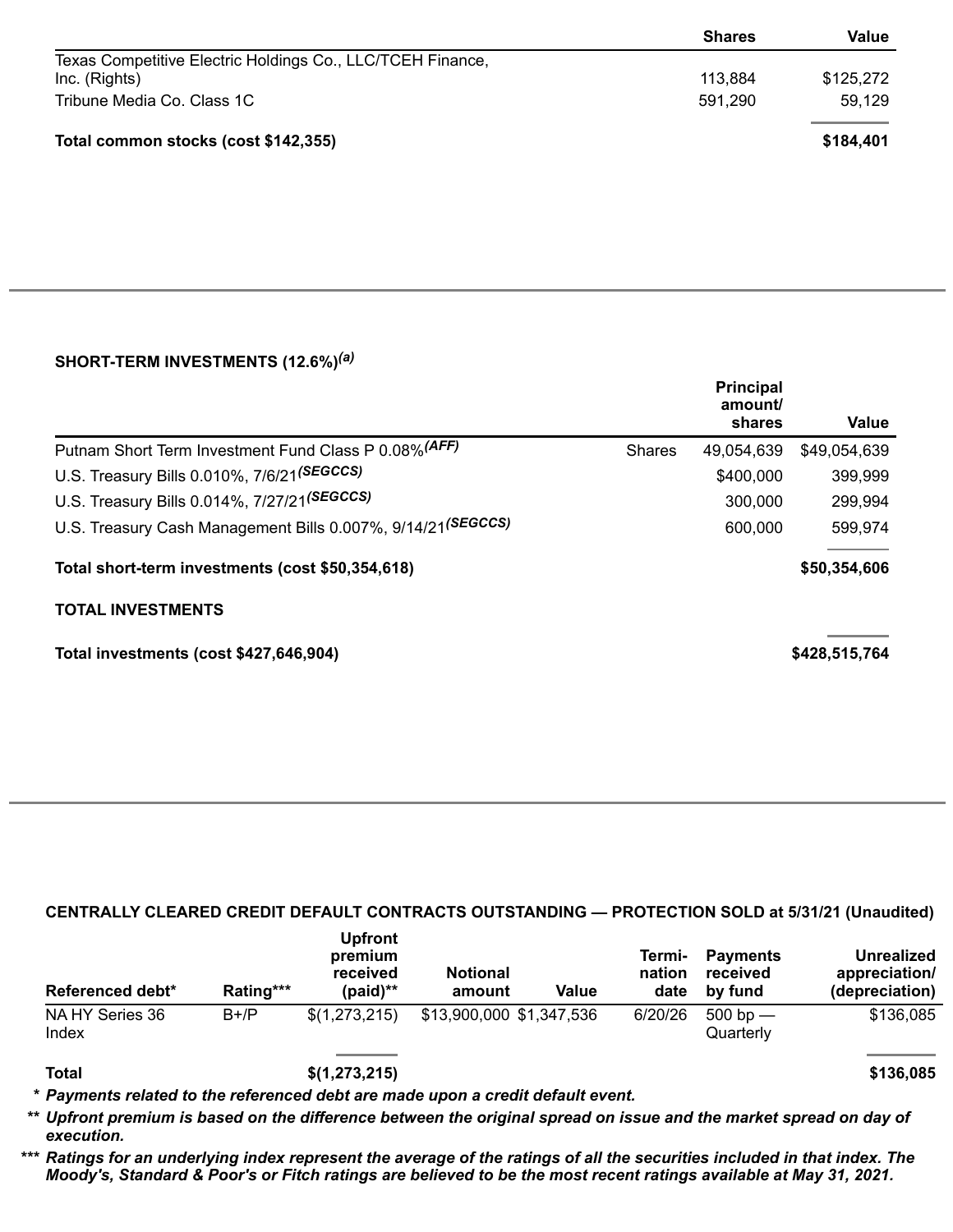| | Shares | Value |
|---|---|---|
| Texas Competitive Electric Holdings Co., LLC/TCEH Finance, Inc. (Rights) | 113,884 | $125,272 |
| Tribune Media Co. Class 1C | 591,290 | 59,129 |
| **Total common stocks (cost $142,355)** | | **$184,401** |

**SHORT-TERM INVESTMENTS (12.6%)*(a)***

| | | Principal amount/ shares | Value |
|---|---|---|---|
| Putnam Short Term Investment Fund Class P 0.08%*(AFF)* | Shares | 49,054,639 | $49,054,639 |
| U.S. Treasury Bills 0.010%, 7/6/21*(SEGCCS)* | | $400,000 | 399,999 |
| U.S. Treasury Bills 0.014%, 7/27/21*(SEGCCS)* | | 300,000 | 299,994 |
| U.S. Treasury Cash Management Bills 0.007%, 9/14/21*(SEGCCS)* | | 600,000 | 599,974 |
| **Total short-term investments (cost $50,354,618)** | | | **$50,354,606** |

**TOTAL INVESTMENTS**

| | |
|---|---|
| **Total investments (cost $427,646,904)** | **$428,515,764** |

**CENTRALLY CLEARED CREDIT DEFAULT CONTRACTS OUTSTANDING — PROTECTION SOLD at 5/31/21 (Unaudited)**

| Referenced debt* | Rating*** | Upfront premium received (paid)** | Notional amount | Value | Termi-nation date | Payments received by fund | Unrealized appreciation/ (depreciation) |
|---|---|---|---|---|---|---|---|
| NA HY Series 36 Index | B+/P | $(1,273,215) | $13,900,000 | $1,347,536 | 6/20/26 | 500 bp — Quarterly | $136,085 |
| **Total** | | **$(1,273,215)** | | | | | **$136,085** |

\* *Payments related to the referenced debt are made upon a credit default event.*

** *Upfront premium is based on the difference between the original spread on issue and the market spread on day of execution.*

*** *Ratings for an underlying index represent the average of the ratings of all the securities included in that index. The Moody's, Standard & Poor's or Fitch ratings are believed to be the most recent ratings available at May 31, 2021.*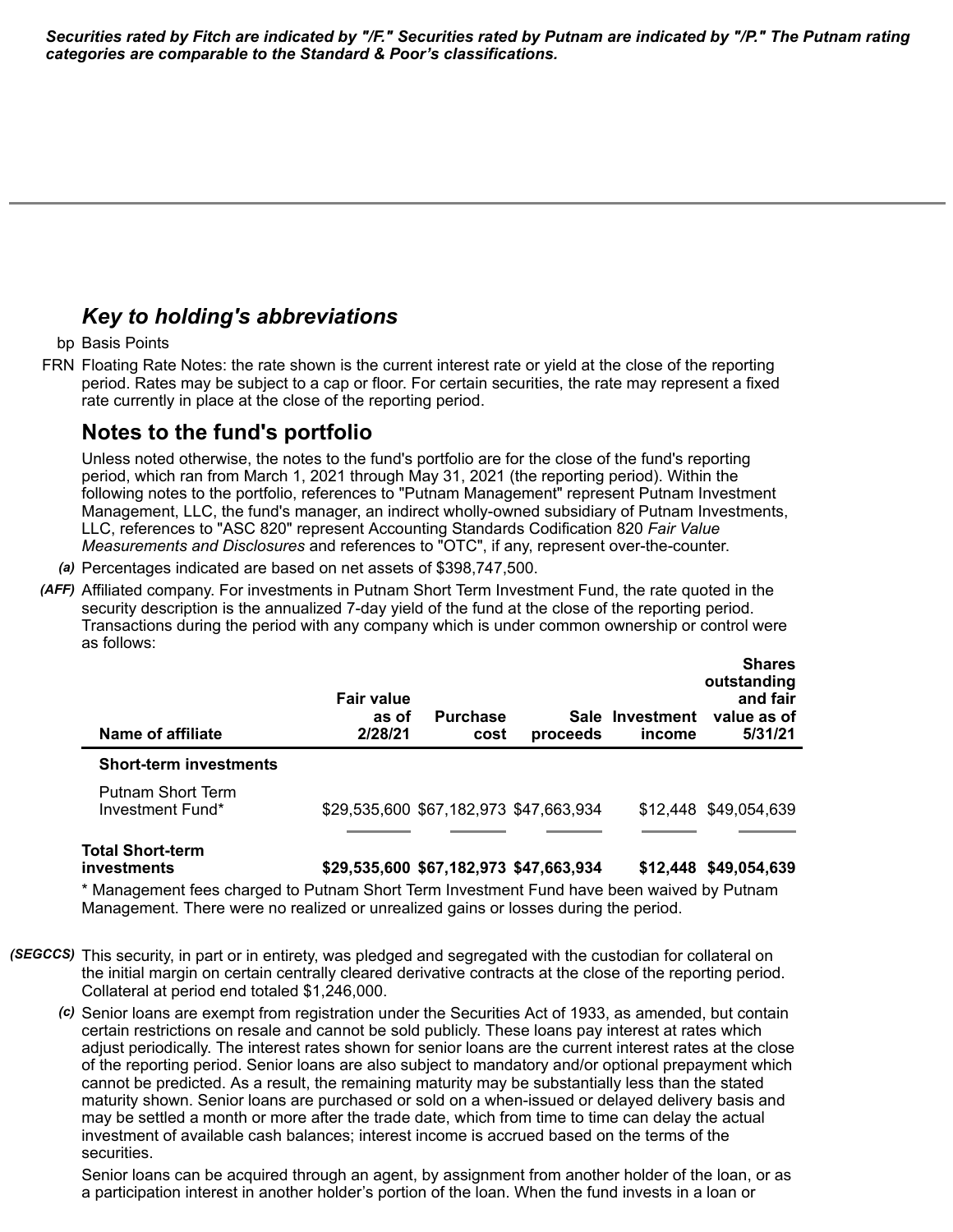***Securities rated by Fitch are indicated by "/F." Securities rated by Putnam are indicated by "/P." The Putnam rating categories are comparable to the Standard & Poor's classifications.***

---

## *Key to holding's abbreviations*

bp Basis Points

FRN Floating Rate Notes: the rate shown is the current interest rate or yield at the close of the reporting period. Rates may be subject to a cap or floor. For certain securities, the rate may represent a fixed rate currently in place at the close of the reporting period.

## Notes to the fund's portfolio

Unless noted otherwise, the notes to the fund's portfolio are for the close of the fund's reporting period, which ran from March 1, 2021 through May 31, 2021 (the reporting period). Within the following notes to the portfolio, references to "Putnam Management" represent Putnam Investment Management, LLC, the fund's manager, an indirect wholly-owned subsidiary of Putnam Investments, LLC, references to "ASC 820" represent Accounting Standards Codification 820 *Fair Value Measurements and Disclosures* and references to "OTC", if any, represent over-the-counter.

*(a)* Percentages indicated are based on net assets of $398,747,500.

*(AFF)* Affiliated company. For investments in Putnam Short Term Investment Fund, the rate quoted in the security description is the annualized 7-day yield of the fund at the close of the reporting period. Transactions during the period with any company which is under common ownership or control were as follows:

| Name of affiliate | Fair value as of 2/28/21 | Purchase cost | Sale proceeds | Investment income | Shares outstanding and fair value as of 5/31/21 |
|---|---|---|---|---|---|
| **Short-term investments** | | | | | |
| Putnam Short Term Investment Fund* | $29,535,600 | $67,182,973 | $47,663,934 | $12,448 | $49,054,639 |
| **Total Short-term investments** | **$29,535,600** | **$67,182,973** | **$47,663,934** | **$12,448** | **$49,054,639** |

\* Management fees charged to Putnam Short Term Investment Fund have been waived by Putnam Management. There were no realized or unrealized gains or losses during the period.

*(SEGCCS)* This security, in part or in entirety, was pledged and segregated with the custodian for collateral on the initial margin on certain centrally cleared derivative contracts at the close of the reporting period. Collateral at period end totaled $1,246,000.

*(c)* Senior loans are exempt from registration under the Securities Act of 1933, as amended, but contain certain restrictions on resale and cannot be sold publicly. These loans pay interest at rates which adjust periodically. The interest rates shown for senior loans are the current interest rates at the close of the reporting period. Senior loans are also subject to mandatory and/or optional prepayment which cannot be predicted. As a result, the remaining maturity may be substantially less than the stated maturity shown. Senior loans are purchased or sold on a when-issued or delayed delivery basis and may be settled a month or more after the trade date, which from time to time can delay the actual investment of available cash balances; interest income is accrued based on the terms of the securities.

Senior loans can be acquired through an agent, by assignment from another holder of the loan, or as a participation interest in another holder's portion of the loan. When the fund invests in a loan or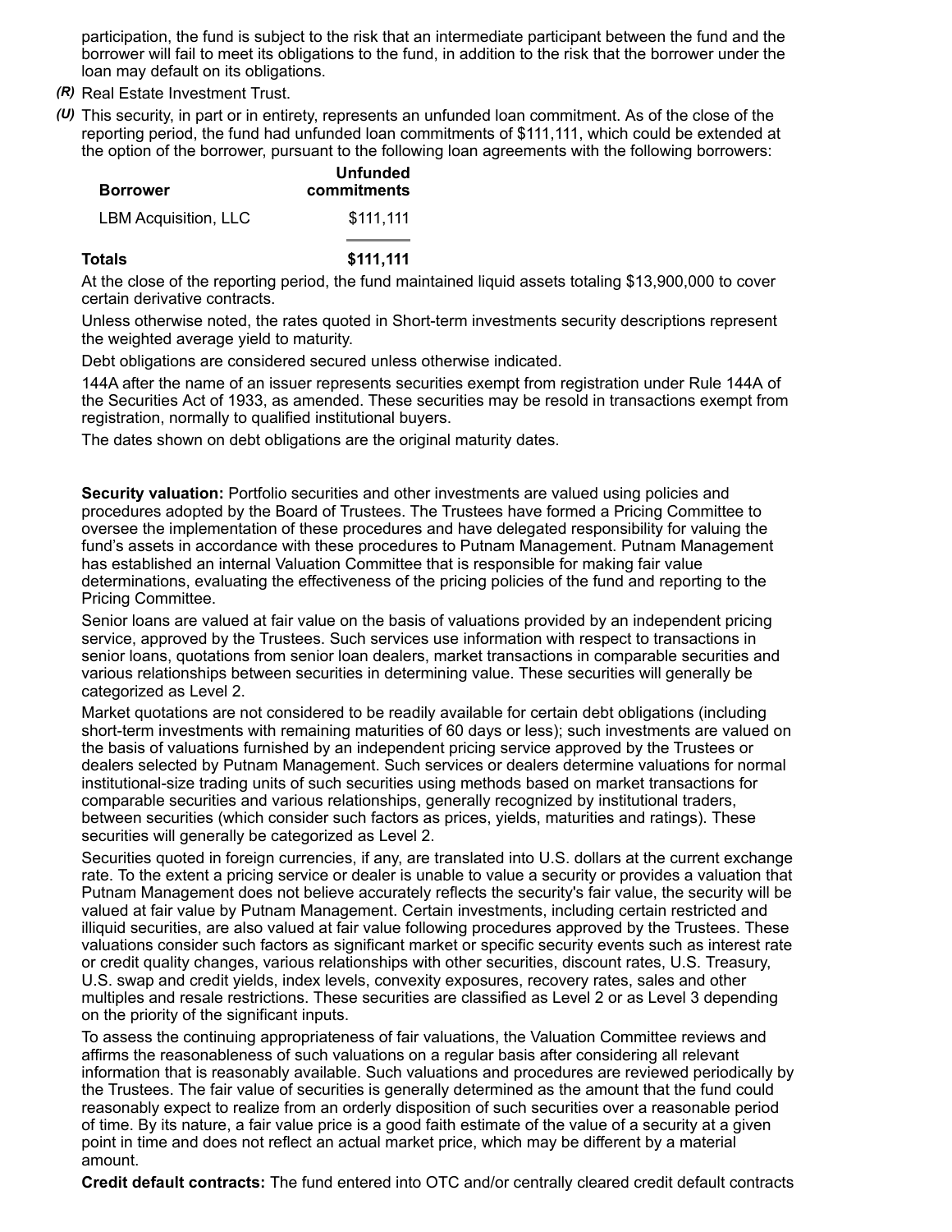participation, the fund is subject to the risk that an intermediate participant between the fund and the borrower will fail to meet its obligations to the fund, in addition to the risk that the borrower under the loan may default on its obligations.

*(R)* Real Estate Investment Trust.

*(U)* This security, in part or in entirety, represents an unfunded loan commitment. As of the close of the reporting period, the fund had unfunded loan commitments of $111,111, which could be extended at the option of the borrower, pursuant to the following loan agreements with the following borrowers:

| Borrower | Unfunded commitments |
|---|---|
| LBM Acquisition, LLC | $111,111 |
| **Totals** | **$111,111** |

At the close of the reporting period, the fund maintained liquid assets totaling $13,900,000 to cover certain derivative contracts.

Unless otherwise noted, the rates quoted in Short-term investments security descriptions represent the weighted average yield to maturity.

Debt obligations are considered secured unless otherwise indicated.

144A after the name of an issuer represents securities exempt from registration under Rule 144A of the Securities Act of 1933, as amended. These securities may be resold in transactions exempt from registration, normally to qualified institutional buyers.

The dates shown on debt obligations are the original maturity dates.

**Security valuation:** Portfolio securities and other investments are valued using policies and procedures adopted by the Board of Trustees. The Trustees have formed a Pricing Committee to oversee the implementation of these procedures and have delegated responsibility for valuing the fund's assets in accordance with these procedures to Putnam Management. Putnam Management has established an internal Valuation Committee that is responsible for making fair value determinations, evaluating the effectiveness of the pricing policies of the fund and reporting to the Pricing Committee.

Senior loans are valued at fair value on the basis of valuations provided by an independent pricing service, approved by the Trustees. Such services use information with respect to transactions in senior loans, quotations from senior loan dealers, market transactions in comparable securities and various relationships between securities in determining value. These securities will generally be categorized as Level 2.

Market quotations are not considered to be readily available for certain debt obligations (including short-term investments with remaining maturities of 60 days or less); such investments are valued on the basis of valuations furnished by an independent pricing service approved by the Trustees or dealers selected by Putnam Management. Such services or dealers determine valuations for normal institutional-size trading units of such securities using methods based on market transactions for comparable securities and various relationships, generally recognized by institutional traders, between securities (which consider such factors as prices, yields, maturities and ratings). These securities will generally be categorized as Level 2.

Securities quoted in foreign currencies, if any, are translated into U.S. dollars at the current exchange rate. To the extent a pricing service or dealer is unable to value a security or provides a valuation that Putnam Management does not believe accurately reflects the security's fair value, the security will be valued at fair value by Putnam Management. Certain investments, including certain restricted and illiquid securities, are also valued at fair value following procedures approved by the Trustees. These valuations consider such factors as significant market or specific security events such as interest rate or credit quality changes, various relationships with other securities, discount rates, U.S. Treasury, U.S. swap and credit yields, index levels, convexity exposures, recovery rates, sales and other multiples and resale restrictions. These securities are classified as Level 2 or as Level 3 depending on the priority of the significant inputs.

To assess the continuing appropriateness of fair valuations, the Valuation Committee reviews and affirms the reasonableness of such valuations on a regular basis after considering all relevant information that is reasonably available. Such valuations and procedures are reviewed periodically by the Trustees. The fair value of securities is generally determined as the amount that the fund could reasonably expect to realize from an orderly disposition of such securities over a reasonable period of time. By its nature, a fair value price is a good faith estimate of the value of a security at a given point in time and does not reflect an actual market price, which may be different by a material amount.

**Credit default contracts:** The fund entered into OTC and/or centrally cleared credit default contracts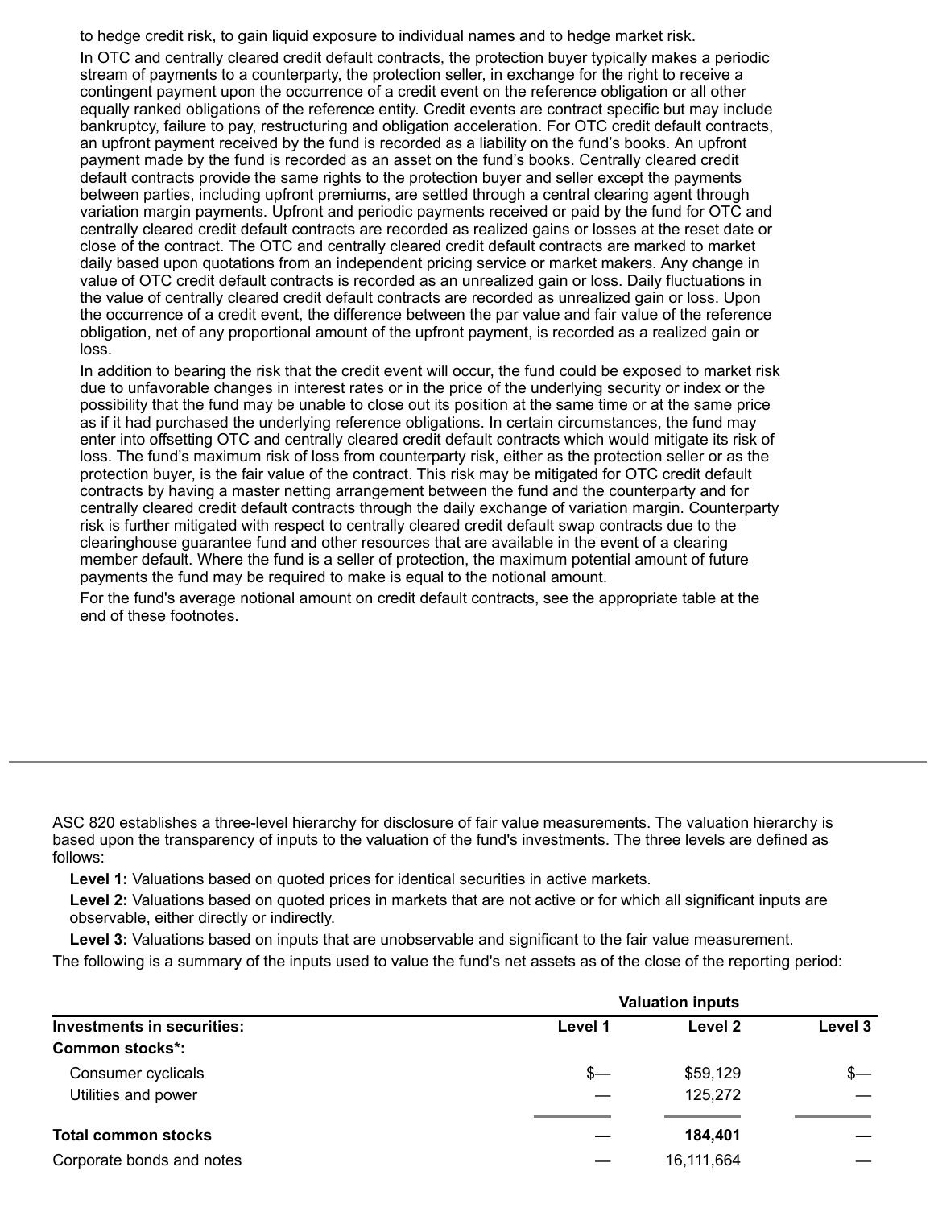to hedge credit risk, to gain liquid exposure to individual names and to hedge market risk.

In OTC and centrally cleared credit default contracts, the protection buyer typically makes a periodic stream of payments to a counterparty, the protection seller, in exchange for the right to receive a contingent payment upon the occurrence of a credit event on the reference obligation or all other equally ranked obligations of the reference entity. Credit events are contract specific but may include bankruptcy, failure to pay, restructuring and obligation acceleration. For OTC credit default contracts, an upfront payment received by the fund is recorded as a liability on the fund's books. An upfront payment made by the fund is recorded as an asset on the fund's books. Centrally cleared credit default contracts provide the same rights to the protection buyer and seller except the payments between parties, including upfront premiums, are settled through a central clearing agent through variation margin payments. Upfront and periodic payments received or paid by the fund for OTC and centrally cleared credit default contracts are recorded as realized gains or losses at the reset date or close of the contract. The OTC and centrally cleared credit default contracts are marked to market daily based upon quotations from an independent pricing service or market makers. Any change in value of OTC credit default contracts is recorded as an unrealized gain or loss. Daily fluctuations in the value of centrally cleared credit default contracts are recorded as unrealized gain or loss. Upon the occurrence of a credit event, the difference between the par value and fair value of the reference obligation, net of any proportional amount of the upfront payment, is recorded as a realized gain or loss.

In addition to bearing the risk that the credit event will occur, the fund could be exposed to market risk due to unfavorable changes in interest rates or in the price of the underlying security or index or the possibility that the fund may be unable to close out its position at the same time or at the same price as if it had purchased the underlying reference obligations. In certain circumstances, the fund may enter into offsetting OTC and centrally cleared credit default contracts which would mitigate its risk of loss. The fund's maximum risk of loss from counterparty risk, either as the protection seller or as the protection buyer, is the fair value of the contract. This risk may be mitigated for OTC credit default contracts by having a master netting arrangement between the fund and the counterparty and for centrally cleared credit default contracts through the daily exchange of variation margin. Counterparty risk is further mitigated with respect to centrally cleared credit default swap contracts due to the clearinghouse guarantee fund and other resources that are available in the event of a clearing member default. Where the fund is a seller of protection, the maximum potential amount of future payments the fund may be required to make is equal to the notional amount.

For the fund's average notional amount on credit default contracts, see the appropriate table at the end of these footnotes.

---

ASC 820 establishes a three-level hierarchy for disclosure of fair value measurements. The valuation hierarchy is based upon the transparency of inputs to the valuation of the fund's investments. The three levels are defined as follows:

**Level 1:** Valuations based on quoted prices for identical securities in active markets.

**Level 2:** Valuations based on quoted prices in markets that are not active or for which all significant inputs are observable, either directly or indirectly.

**Level 3:** Valuations based on inputs that are unobservable and significant to the fair value measurement.

The following is a summary of the inputs used to value the fund's net assets as of the close of the reporting period:

| | Valuation inputs | | |
|---|---|---|---|
| **Investments in securities:** | **Level 1** | **Level 2** | **Level 3** |
| **Common stocks*:** | | | |
| Consumer cyclicals | $— | $59,129 | $— |
| Utilities and power | — | 125,272 | — |
| **Total common stocks** | **—** | **184,401** | **—** |
| Corporate bonds and notes | — | 16,111,664 | — |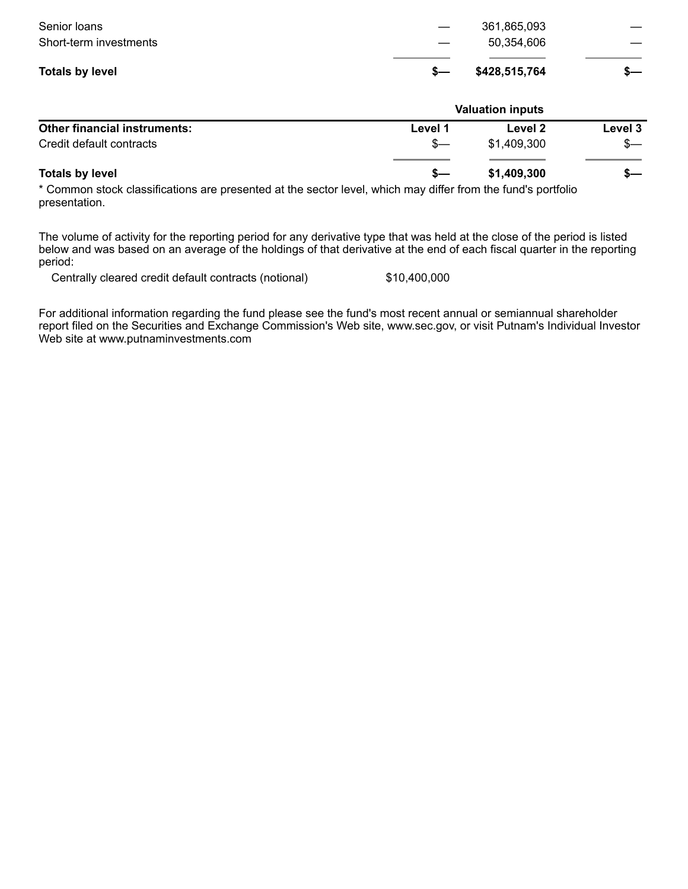| | | | |
|---|---|---|---|
| Senior loans | — | 361,865,093 | — |
| Short-term investments | — | 50,354,606 | — |
| **Totals by level** | **$—** | **$428,515,764** | **$—** |

| | Valuation inputs | | |
|---|---|---|---|
| **Other financial instruments:** | **Level 1** | **Level 2** | **Level 3** |
| Credit default contracts | $— | $1,409,300 | $— |
| **Totals by level** | **$—** | **$1,409,300** | **$—** |

* Common stock classifications are presented at the sector level, which may differ from the fund's portfolio presentation.

The volume of activity for the reporting period for any derivative type that was held at the close of the period is listed below and was based on an average of the holdings of that derivative at the end of each fiscal quarter in the reporting period:

| | |
|---|---|
| Centrally cleared credit default contracts (notional) | $10,400,000 |

For additional information regarding the fund please see the fund's most recent annual or semiannual shareholder report filed on the Securities and Exchange Commission's Web site, www.sec.gov, or visit Putnam's Individual Investor Web site at www.putnaminvestments.com